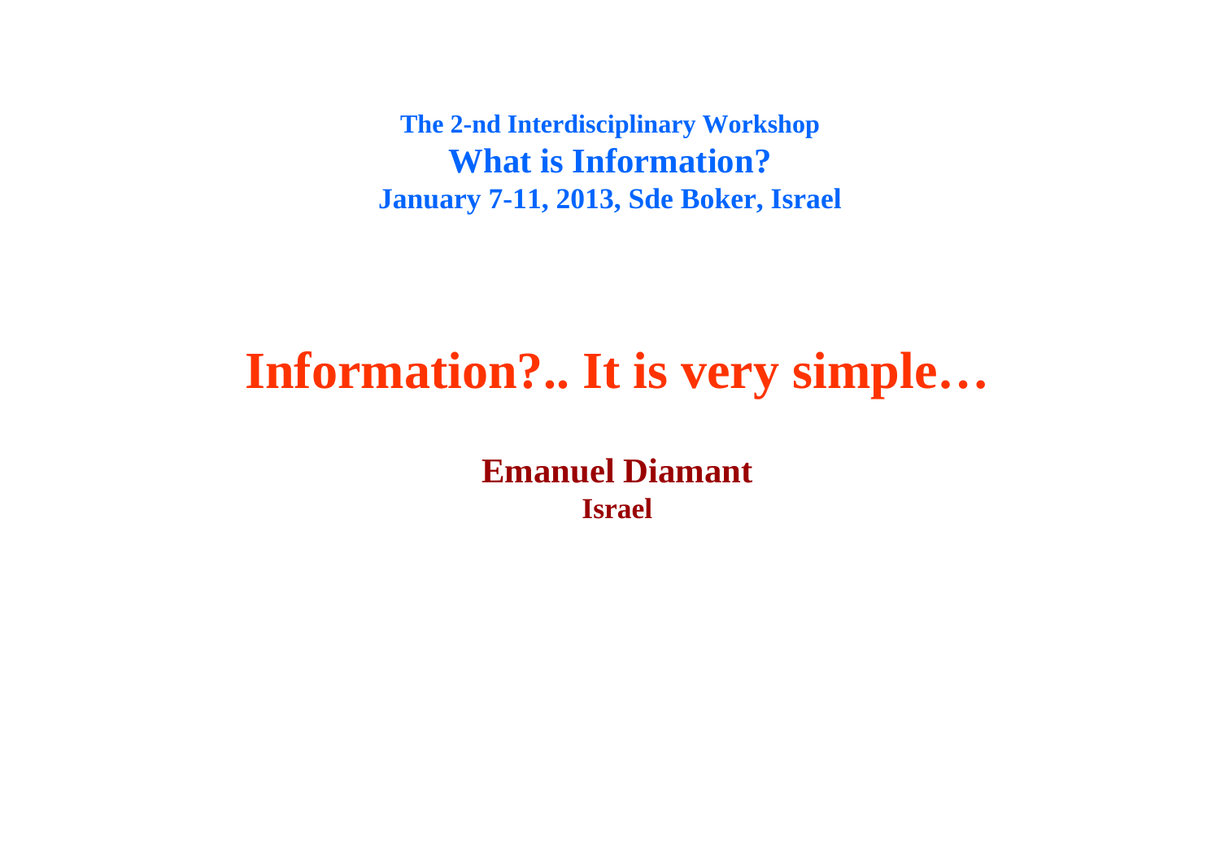**The 2-nd Interdisciplinary Workshop**

**What is Information?**

**January 7-11, 2013, Sde Boker, Israel**

# Information?.. It is very simple…

**Emanuel Diamant**

**Israel**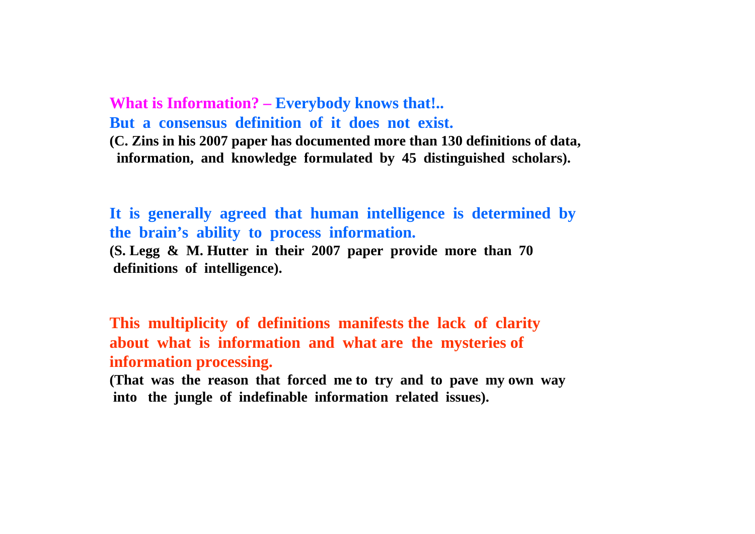**What is Information? – Everybody knows that!..**
**But a consensus definition of it does not exist.**
**(C. Zins in his 2007 paper has documented more than 130 definitions of data, information, and knowledge formulated by 45 distinguished scholars).**

**It is generally agreed that human intelligence is determined by the brain's ability to process information.**
**(S. Legg & M. Hutter in their 2007 paper provide more than 70 definitions of intelligence).**

**This multiplicity of definitions manifests the lack of clarity about what is information and what are the mysteries of information processing.**
**(That was the reason that forced me to try and to pave my own way into the jungle of indefinable information related issues).**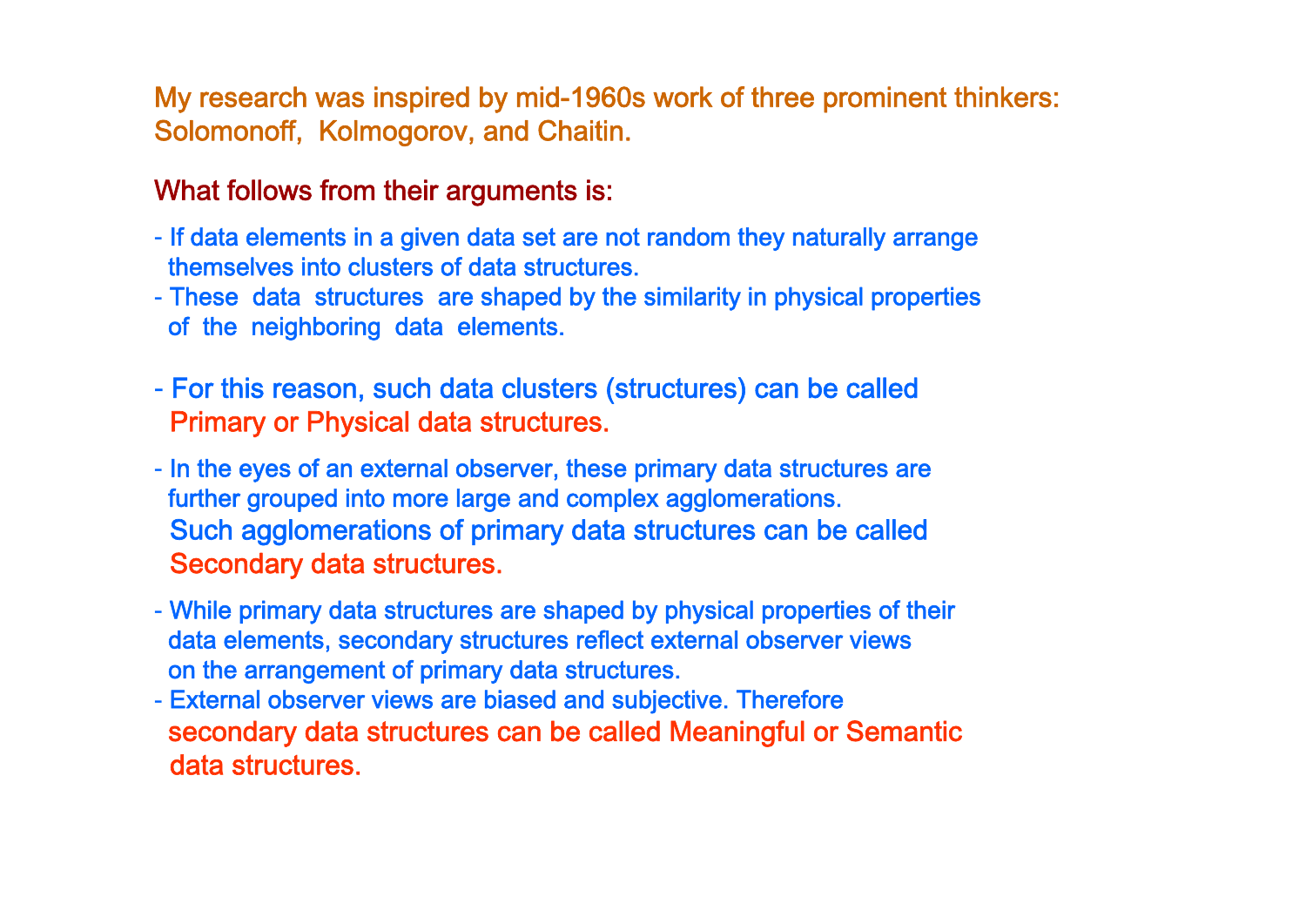My research was inspired by mid-1960s work of three prominent thinkers: Solomonoff, Kolmogorov, and Chaitin.

What follows from their arguments is:

- If data elements in a given data set are not random they naturally arrange themselves into clusters of data structures.
- These data structures are shaped by the similarity in physical properties of the neighboring data elements.
- For this reason, such data clusters (structures) can be called Primary or Physical data structures.
- In the eyes of an external observer, these primary data structures are further grouped into more large and complex agglomerations. Such agglomerations of primary data structures can be called Secondary data structures.
- While primary data structures are shaped by physical properties of their data elements, secondary structures reflect external observer views on the arrangement of primary data structures.
- External observer views are biased and subjective. Therefore secondary data structures can be called Meaningful or Semantic data structures.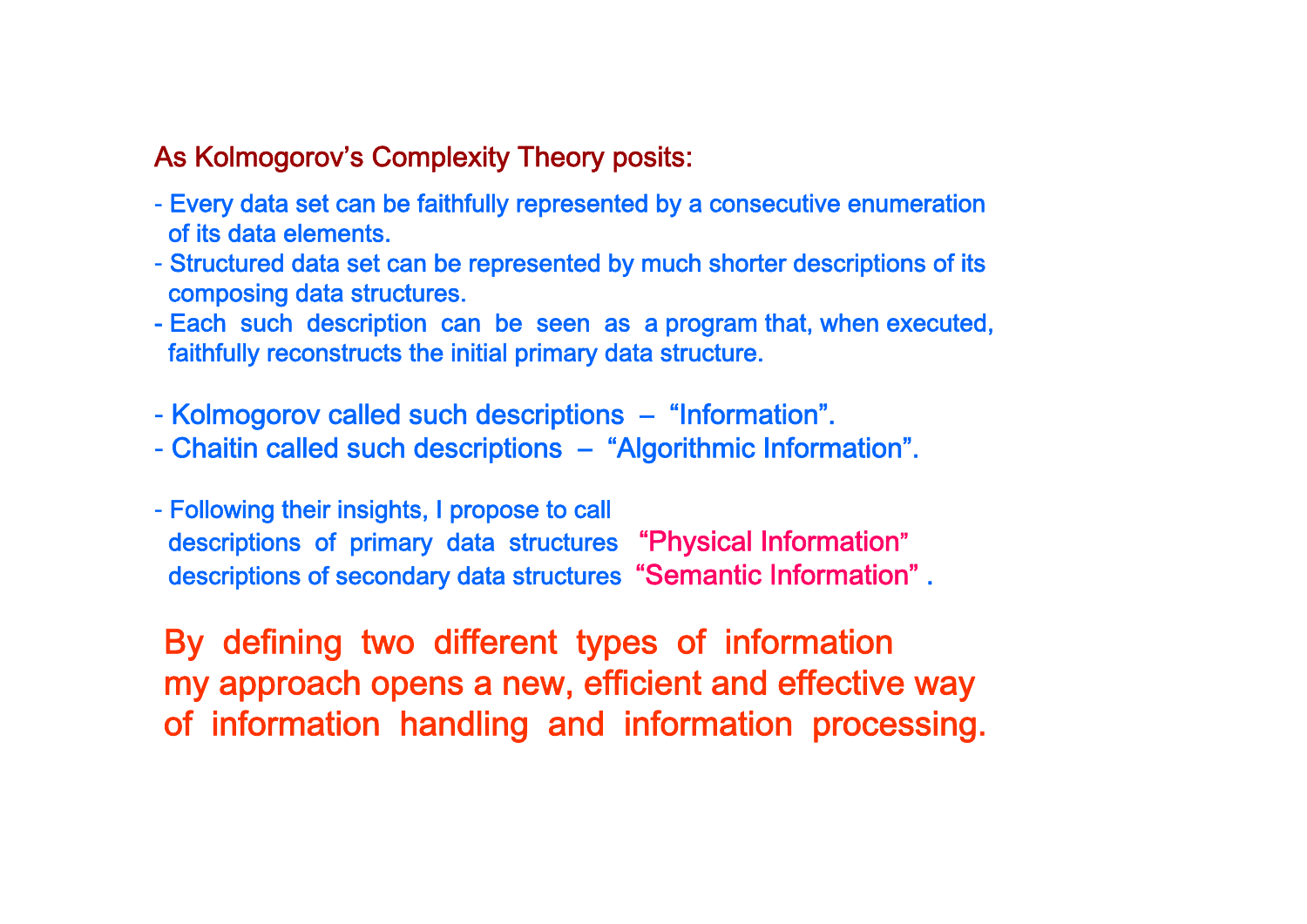As Kolmogorov's Complexity Theory posits:

- Every data set can be faithfully represented by a consecutive enumeration of its data elements.
- Structured data set can be represented by much shorter descriptions of its composing data structures.
- Each such description can be seen as a program that, when executed, faithfully reconstructs the initial primary data structure.

- Kolmogorov called such descriptions – "Information".
- Chaitin called such descriptions – "Algorithmic Information".

- Following their insights, I propose to call
  descriptions of primary data structures "Physical Information"
  descriptions of secondary data structures "Semantic Information" .

By defining two different types of information my approach opens a new, efficient and effective way of information handling and information processing.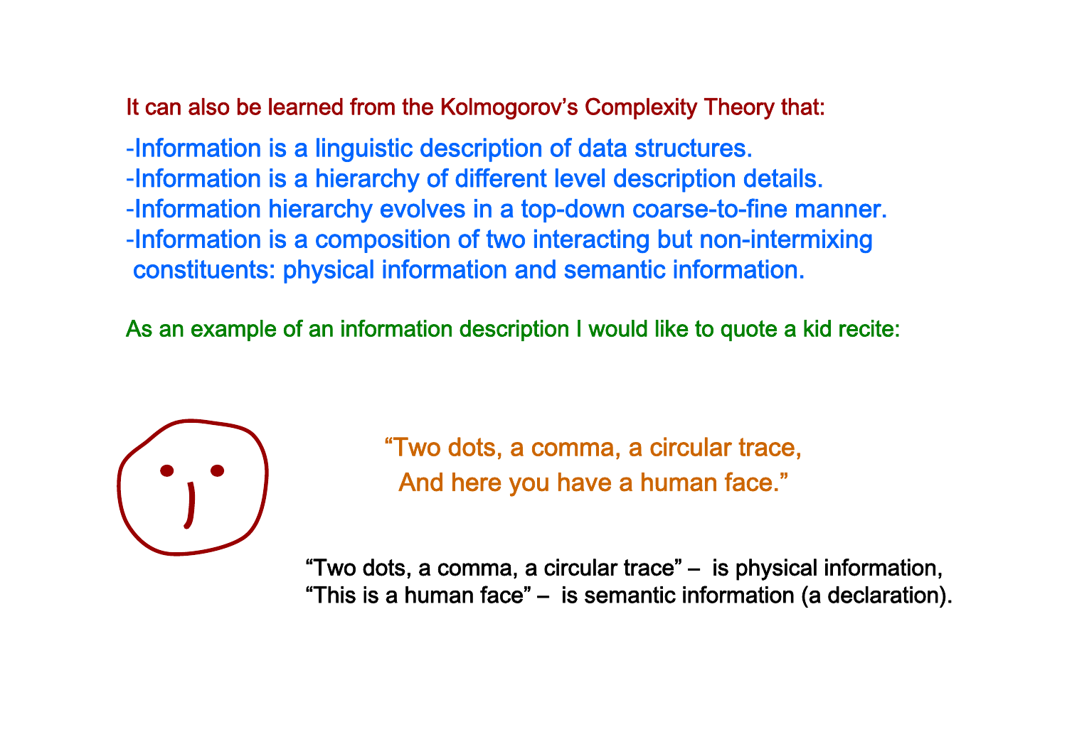It can also be learned from the Kolmogorov's Complexity Theory that:

- Information is a linguistic description of data structures.
- Information is a hierarchy of different level description details.
- Information hierarchy evolves in a top-down coarse-to-fine manner.
- Information is a composition of two interacting but non-intermixing constituents: physical information and semantic information.

As an example of an information description I would like to quote a kid recite:

"Two dots, a comma, a circular trace,
And here you have a human face."

"Two dots, a comma, a circular trace" – is physical information,
"This is a human face" – is semantic information (a declaration).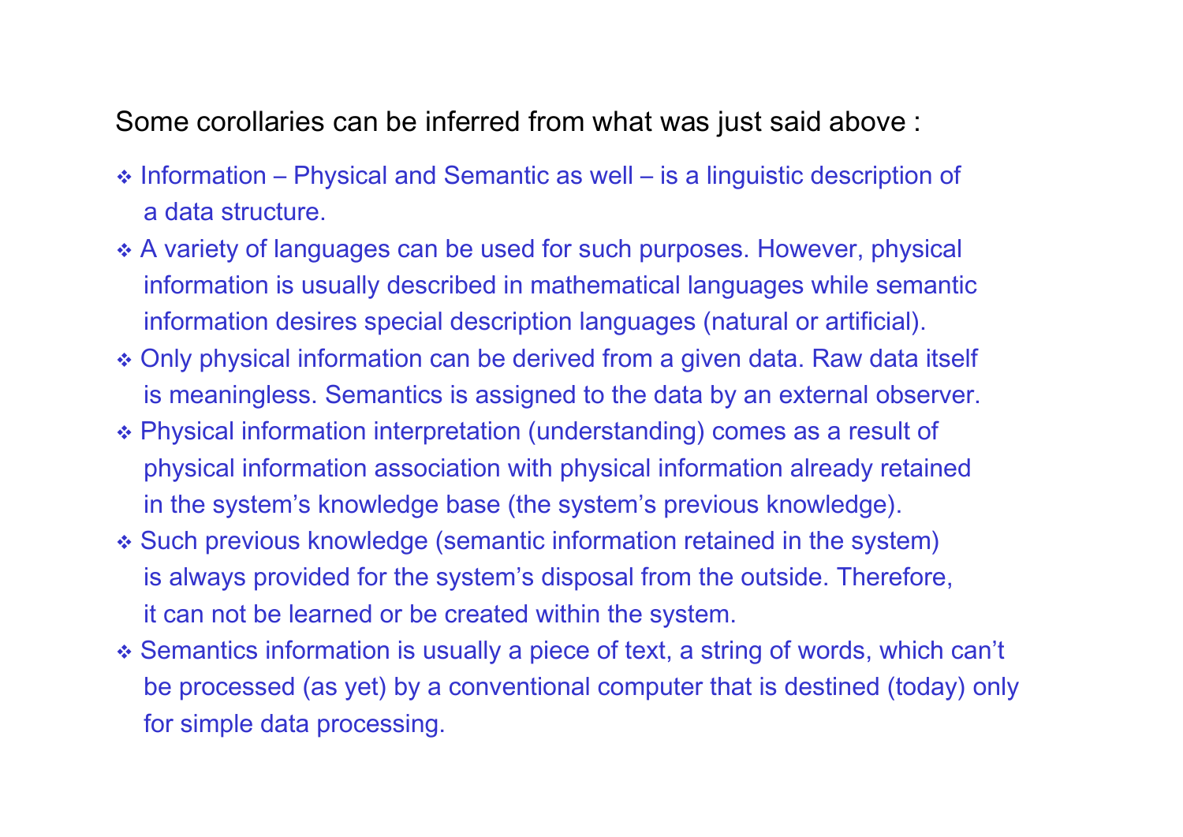Some corollaries can be inferred from what was just said above :

- Information – Physical and Semantic as well – is a linguistic description of a data structure.
- A variety of languages can be used for such purposes. However, physical information is usually described in mathematical languages while semantic information desires special description languages (natural or artificial).
- Only physical information can be derived from a given data. Raw data itself is meaningless. Semantics is assigned to the data by an external observer.
- Physical information interpretation (understanding) comes as a result of physical information association with physical information already retained in the system's knowledge base (the system's previous knowledge).
- Such previous knowledge (semantic information retained in the system) is always provided for the system's disposal from the outside. Therefore, it can not be learned or be created within the system.
- Semantics information is usually a piece of text, a string of words, which can't be processed (as yet) by a conventional computer that is destined (today) only for simple data processing.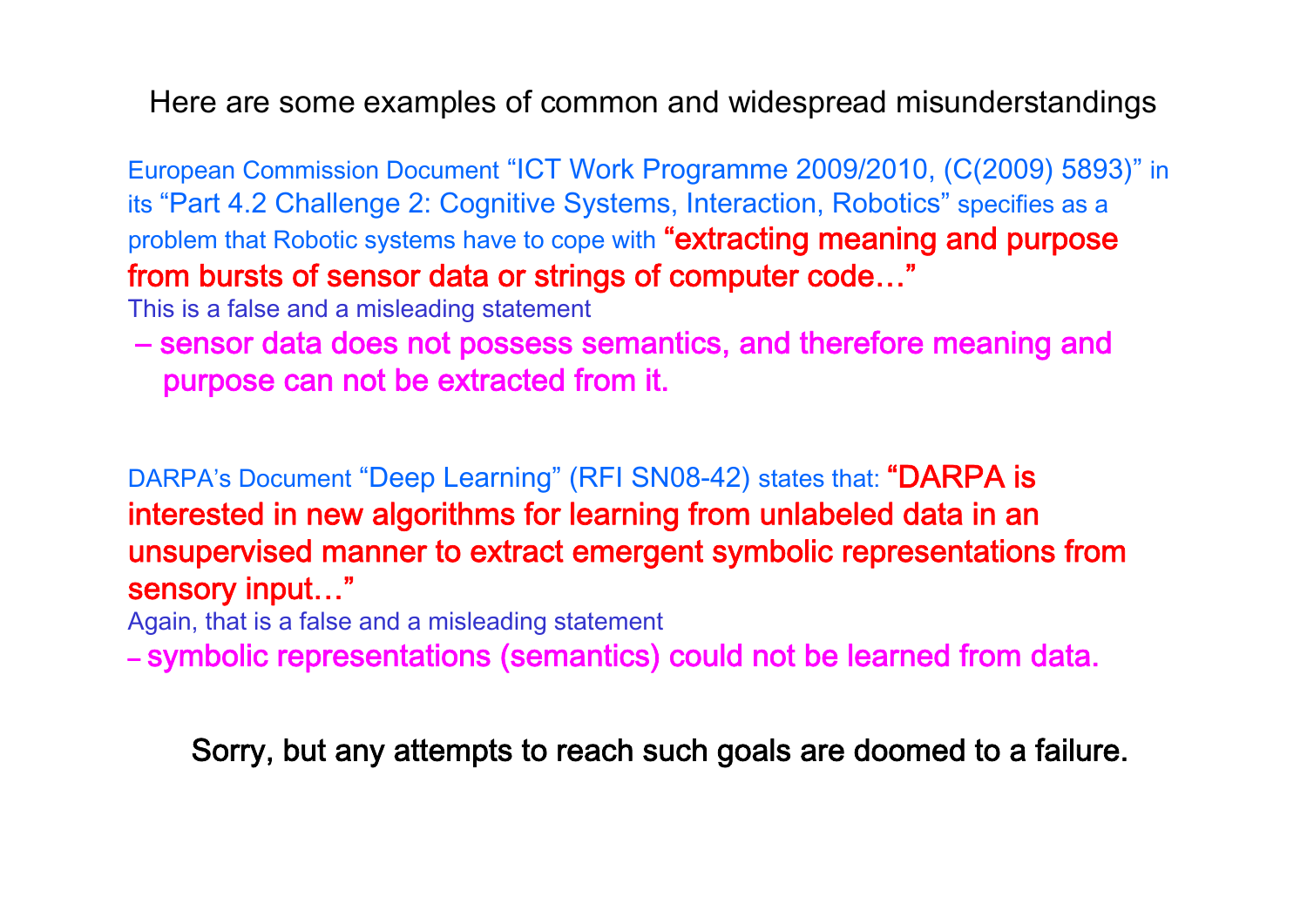Here are some examples of common and widespread misunderstandings

European Commission Document "ICT Work Programme 2009/2010, (C(2009) 5893)" in its "Part 4.2 Challenge 2: Cognitive Systems, Interaction, Robotics" specifies as a problem that Robotic systems have to cope with **"extracting meaning and purpose from bursts of sensor data or strings of computer code…"**

This is a false and a misleading statement

– **sensor data does not possess semantics, and therefore meaning and purpose can not be extracted from it.**

DARPA's Document "Deep Learning" (RFI SN08-42) states that: **"DARPA is interested in new algorithms for learning from unlabeled data in an unsupervised manner to extract emergent symbolic representations from sensory input…"**

Again, that is a false and a misleading statement

– **symbolic representations (semantics) could not be learned from data.**

Sorry, but any attempts to reach such goals are doomed to a failure.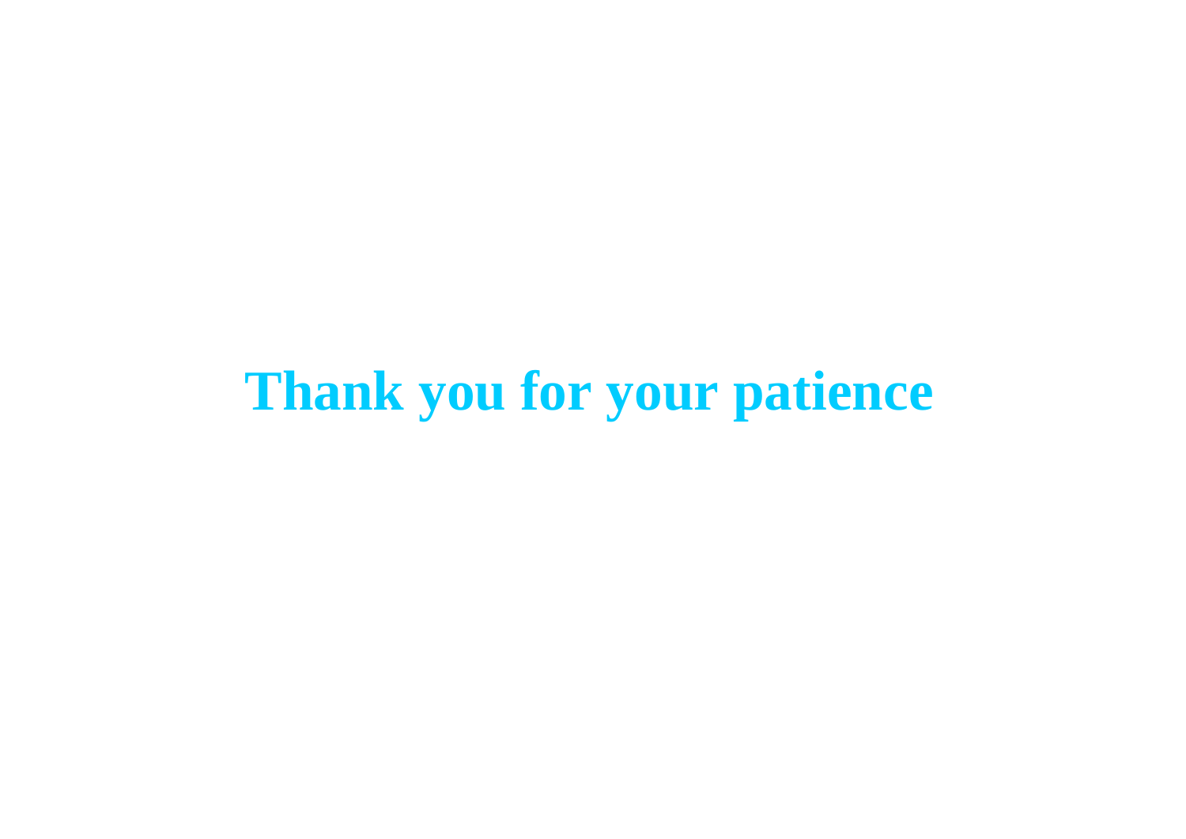# Thank you for your patience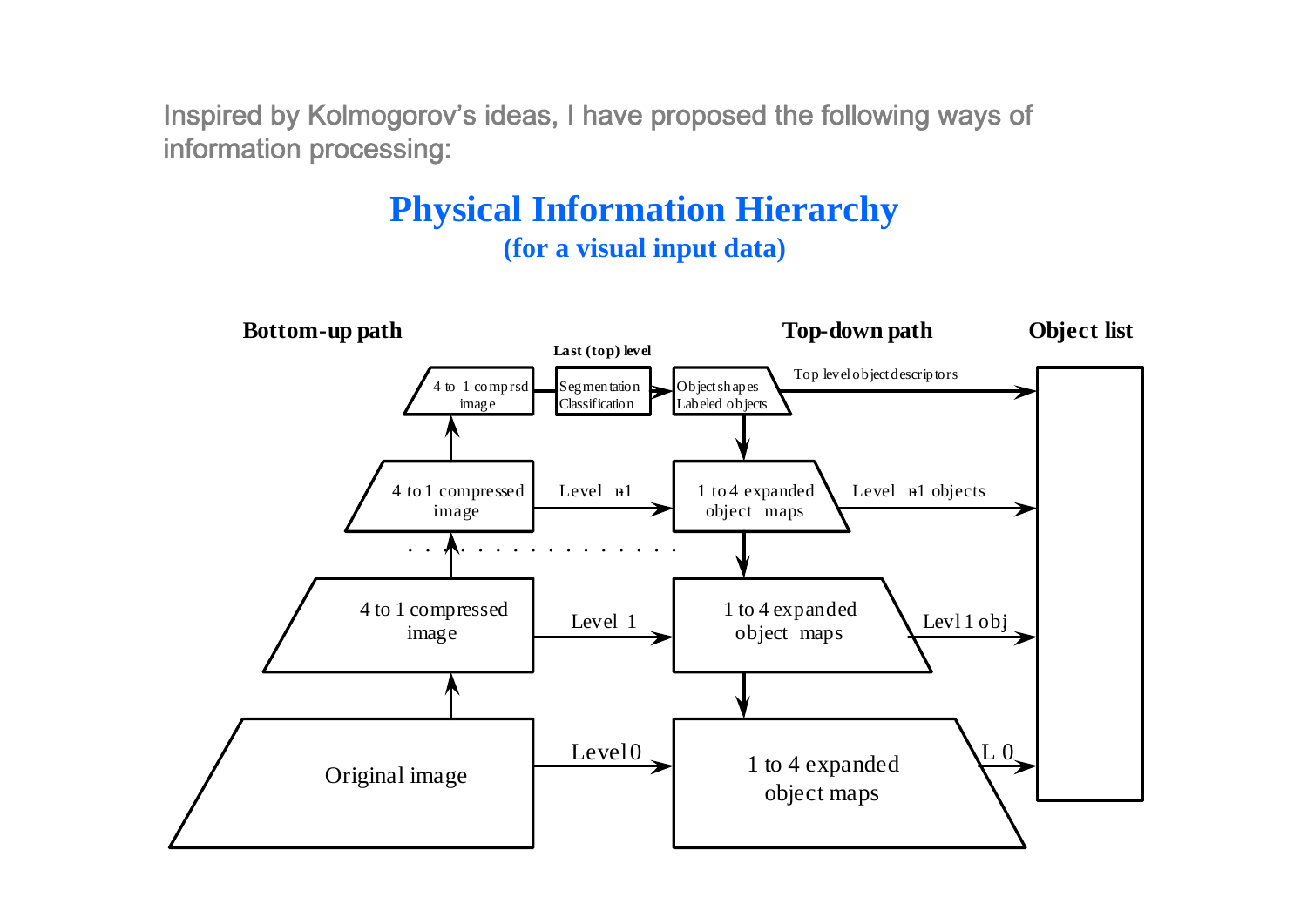Inspired by Kolmogorov's ideas, I have proposed the following ways of information processing:

# Physical Information Hierarchy

## (for a visual input data)

**Bottom-up path**

**Top-down path**

**Object list**

**Last (top) level**

4 to 1 comprsd image

Segmentation Classification

Object shapes Labeled objects

Top level object descriptors

4 to 1 compressed image

Level n-1

1 to 4 expanded object maps

Level n-1 objects

4 to 1 compressed image

Level 1

1 to 4 expanded object maps

Levl 1 obj

Original image

Level 0

1 to 4 expanded object maps

L 0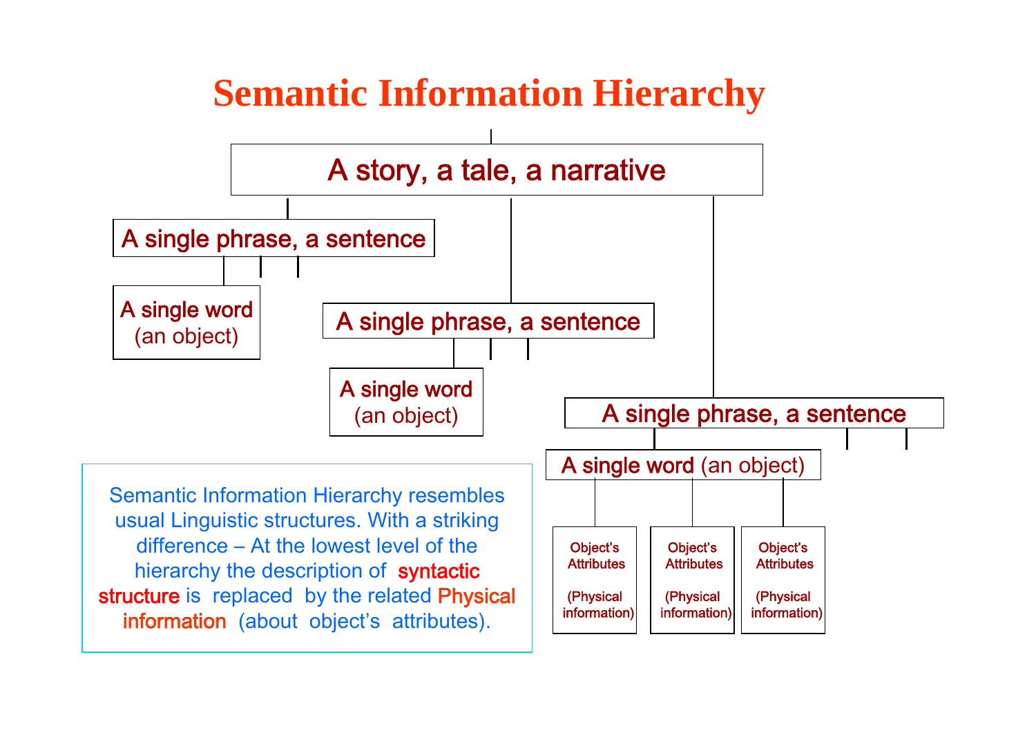# Semantic Information Hierarchy

- A story, a tale, a narrative
  - A single phrase, a sentence
    - A single word (an object)
  - A single phrase, a sentence
    - A single word (an object)
  - A single phrase, a sentence
    - A single word (an object)
      - Object's Attributes (Physical information)
      - Object's Attributes (Physical information)
      - Object's Attributes (Physical information)

Semantic Information Hierarchy resembles usual Linguistic structures. With a striking difference – At the lowest level of the hierarchy the description of syntactic structure is replaced by the related Physical information (about object's attributes).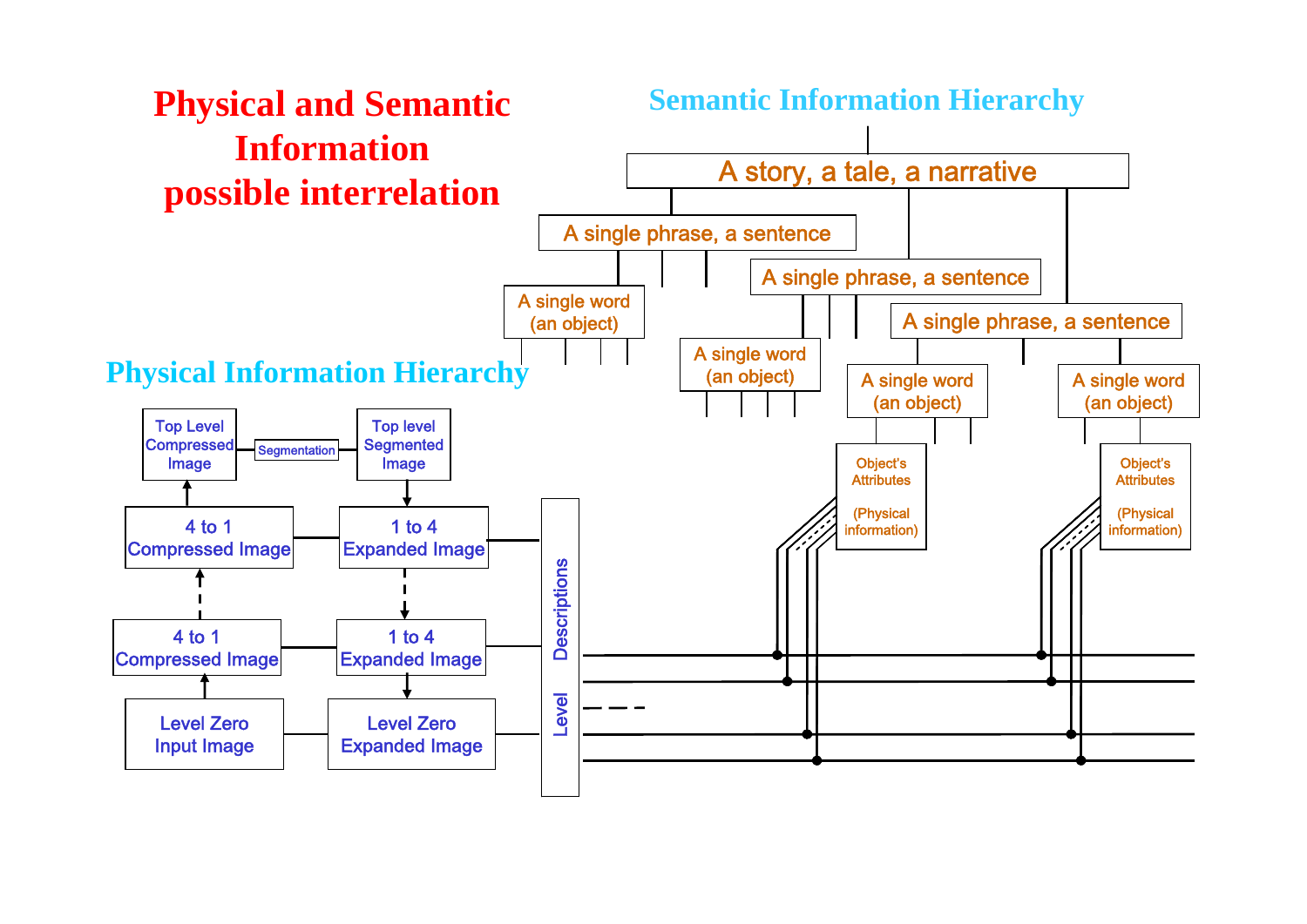# Physical and Semantic Information possible interrelation

## Semantic Information Hierarchy

A story, a tale, a narrative

A single phrase, a sentence

A single phrase, a sentence

A single phrase, a sentence

A single word (an object)

A single word (an object)

A single word (an object)

A single word (an object)

Object's Attributes (Physical information)

Object's Attributes (Physical information)

## Physical Information Hierarchy

Top Level Compressed Image

Segmentation

Top level Segmented Image

4 to 1 Compressed Image

1 to 4 Expanded Image

4 to 1 Compressed Image

1 to 4 Expanded Image

Level Zero Input Image

Level Zero Expanded Image

Level Descriptions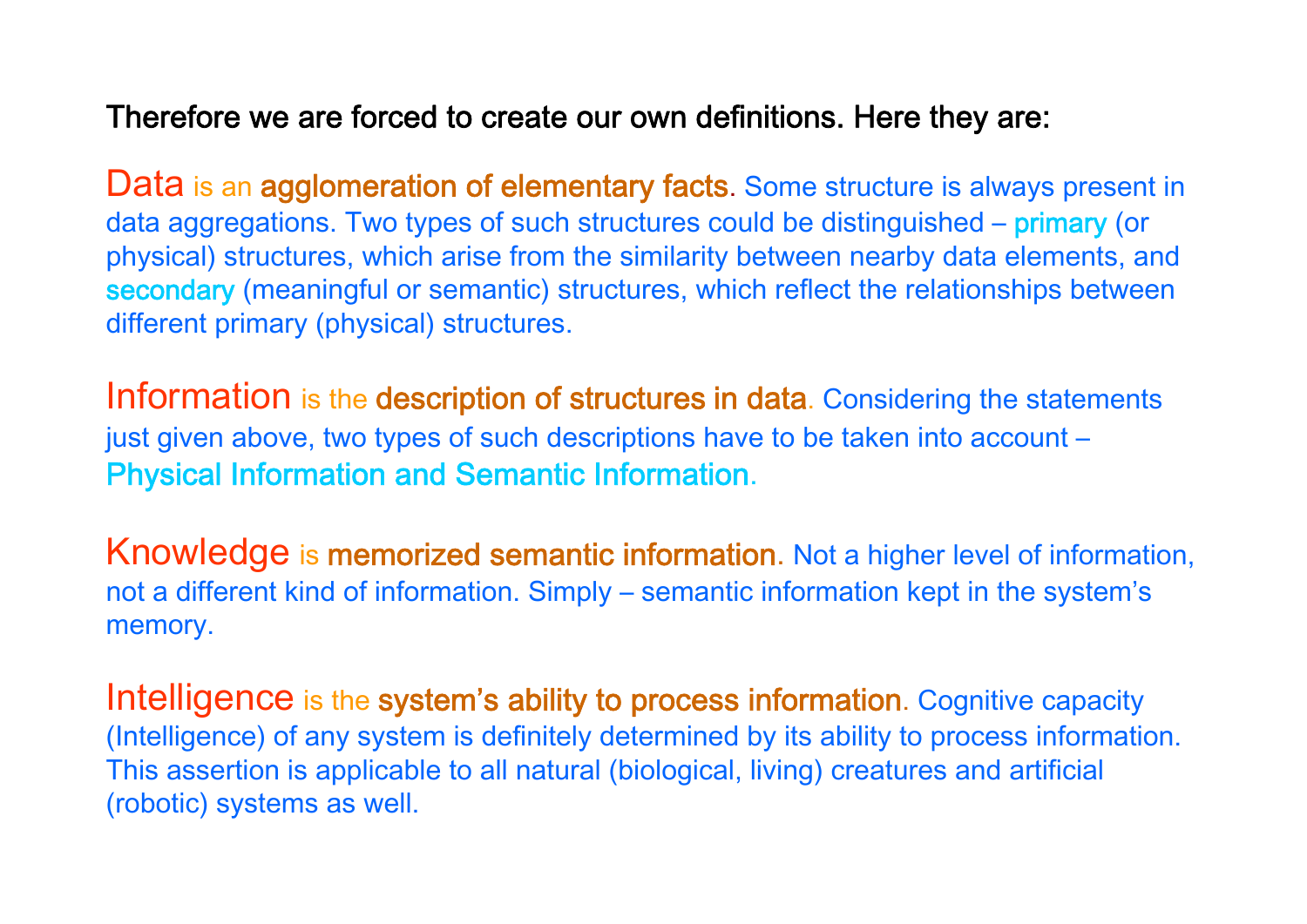Therefore we are forced to create our own definitions. Here they are:

**Data** is an **agglomeration of elementary facts**. Some structure is always present in data aggregations. Two types of such structures could be distinguished – primary (or physical) structures, which arise from the similarity between nearby data elements, and secondary (meaningful or semantic) structures, which reflect the relationships between different primary (physical) structures.

**Information** is the **description of structures in data**. Considering the statements just given above, two types of such descriptions have to be taken into account – Physical Information and Semantic Information.

**Knowledge** is **memorized semantic information**. Not a higher level of information, not a different kind of information. Simply – semantic information kept in the system's memory.

**Intelligence** is the **system's ability to process information**. Cognitive capacity (Intelligence) of any system is definitely determined by its ability to process information. This assertion is applicable to all natural (biological, living) creatures and artificial (robotic) systems as well.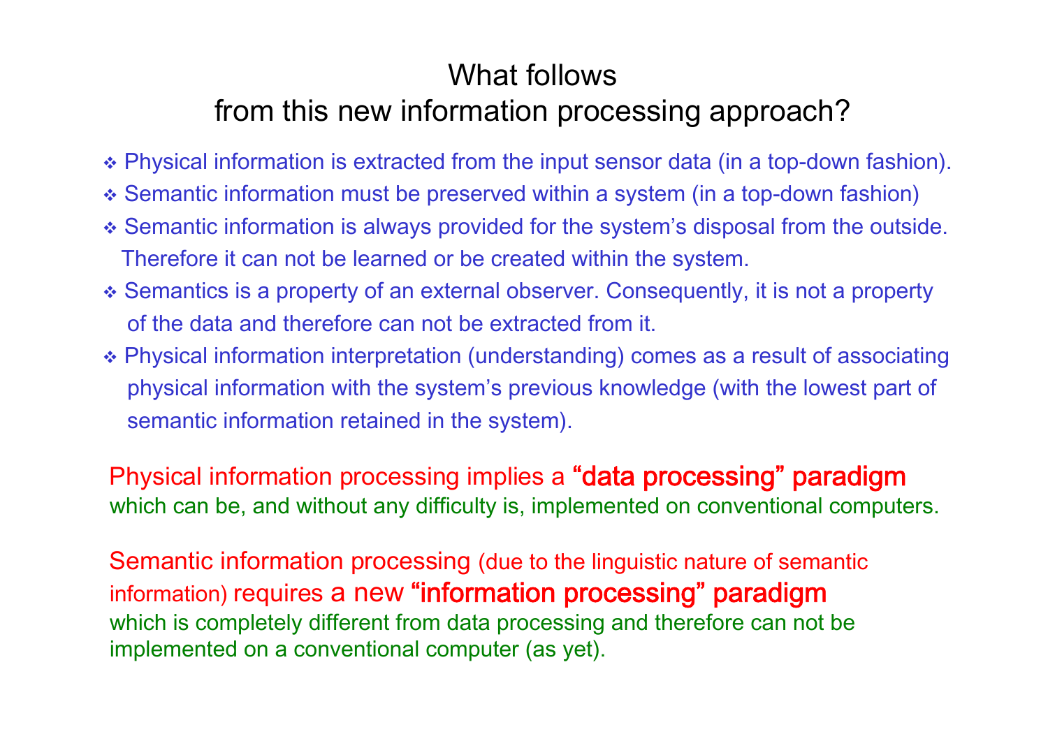# What follows from this new information processing approach?

- Physical information is extracted from the input sensor data (in a top-down fashion).
- Semantic information must be preserved within a system (in a top-down fashion)
- Semantic information is always provided for the system's disposal from the outside. Therefore it can not be learned or be created within the system.
- Semantics is a property of an external observer. Consequently, it is not a property of the data and therefore can not be extracted from it.
- Physical information interpretation (understanding) comes as a result of associating physical information with the system's previous knowledge (with the lowest part of semantic information retained in the system).

Physical information processing implies a **"data processing" paradigm** which can be, and without any difficulty is, implemented on conventional computers.

Semantic information processing (due to the linguistic nature of semantic information) requires a new **"information processing" paradigm** which is completely different from data processing and therefore can not be implemented on a conventional computer (as yet).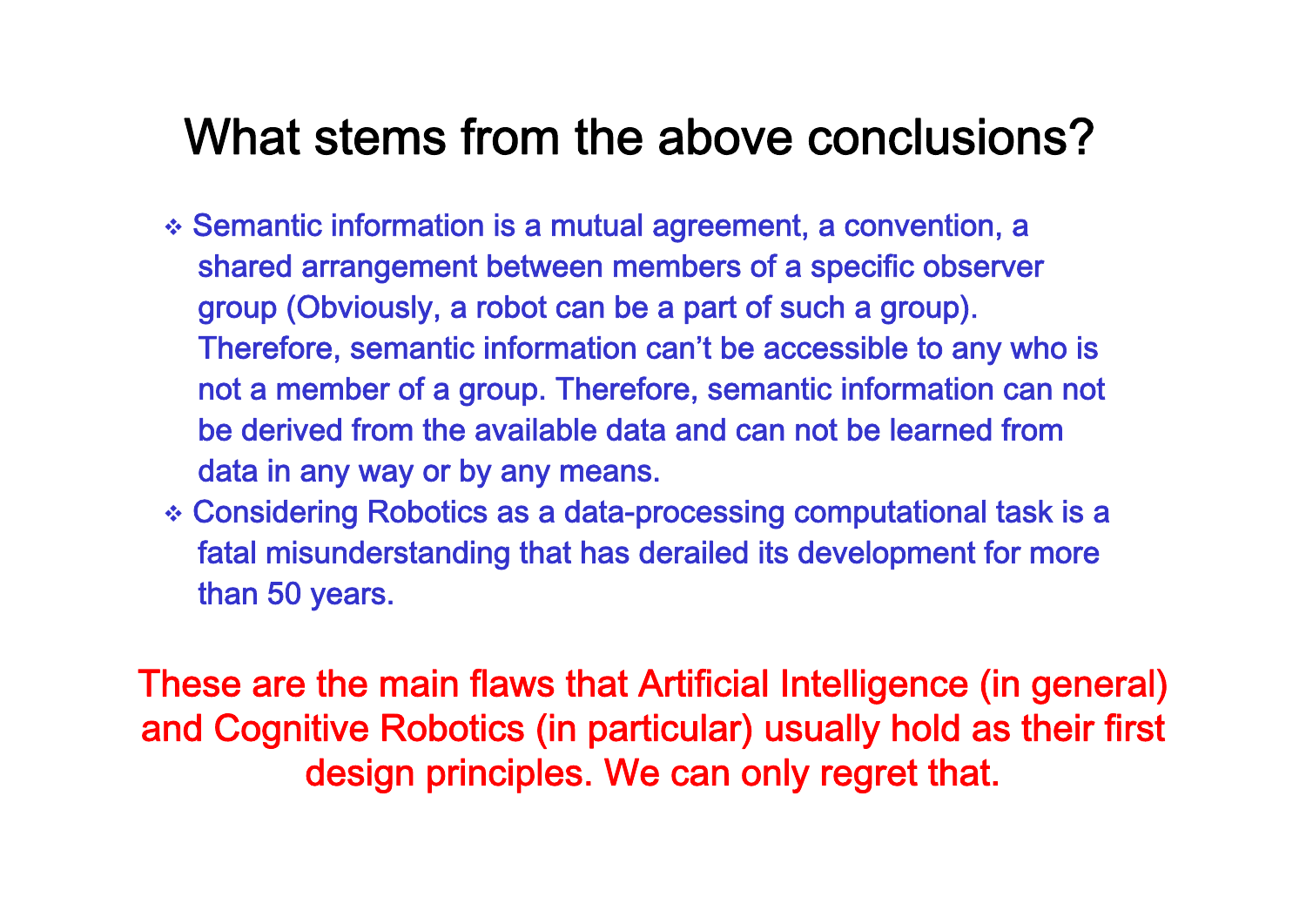# What stems from the above conclusions?

- Semantic information is a mutual agreement, a convention, a shared arrangement between members of a specific observer group (Obviously, a robot can be a part of such a group). Therefore, semantic information can't be accessible to any who is not a member of a group. Therefore, semantic information can not be derived from the available data and can not be learned from data in any way or by any means.
- Considering Robotics as a data-processing computational task is a fatal misunderstanding that has derailed its development for more than 50 years.

These are the main flaws that Artificial Intelligence (in general) and Cognitive Robotics (in particular) usually hold as their first design principles. We can only regret that.